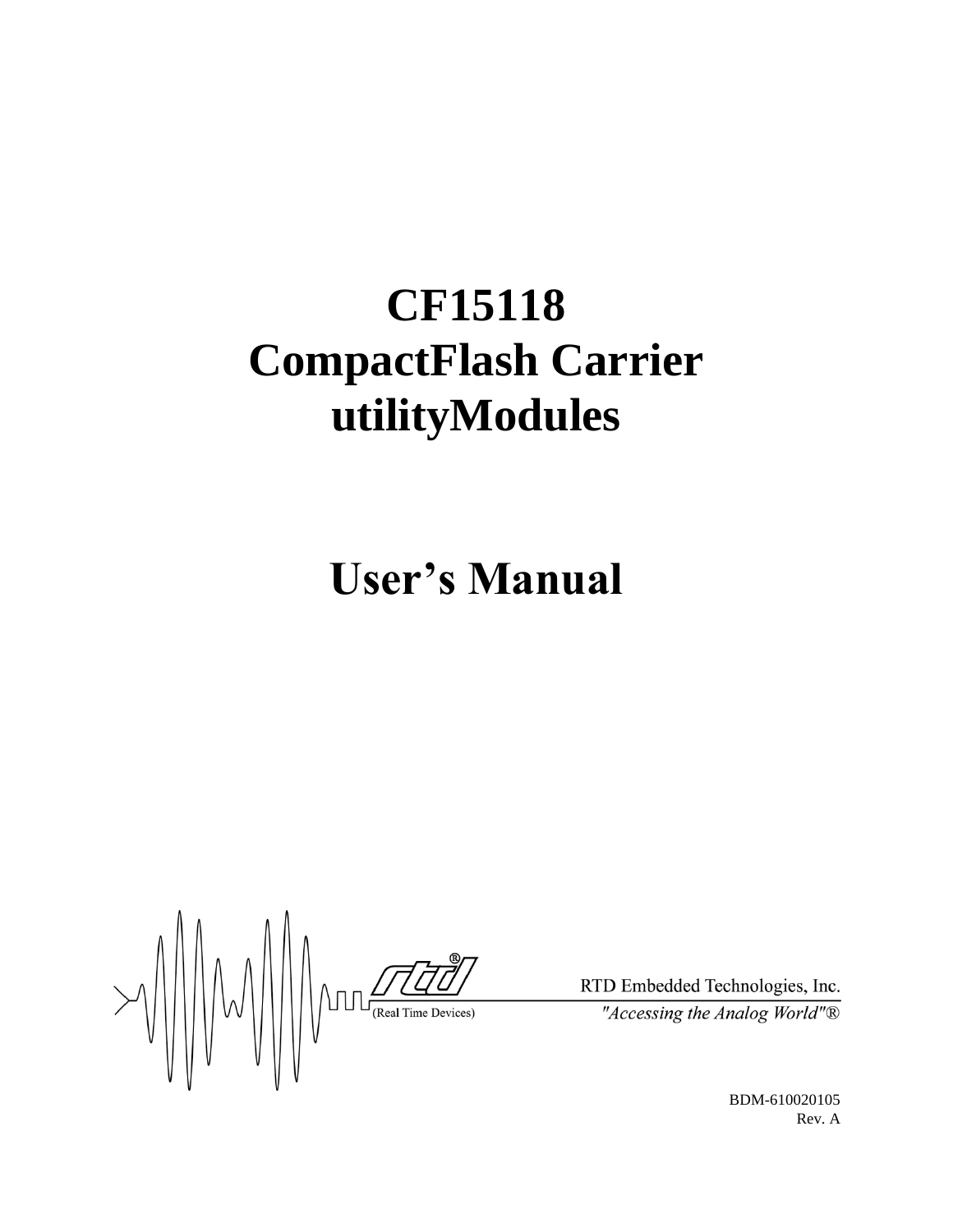# CF15118
# CompactFlash Carrier
# utilityModules

# User's Manual

RTD Embedded Technologies, Inc.

*"Accessing the Analog World"®*

BDM-610020105

Rev. A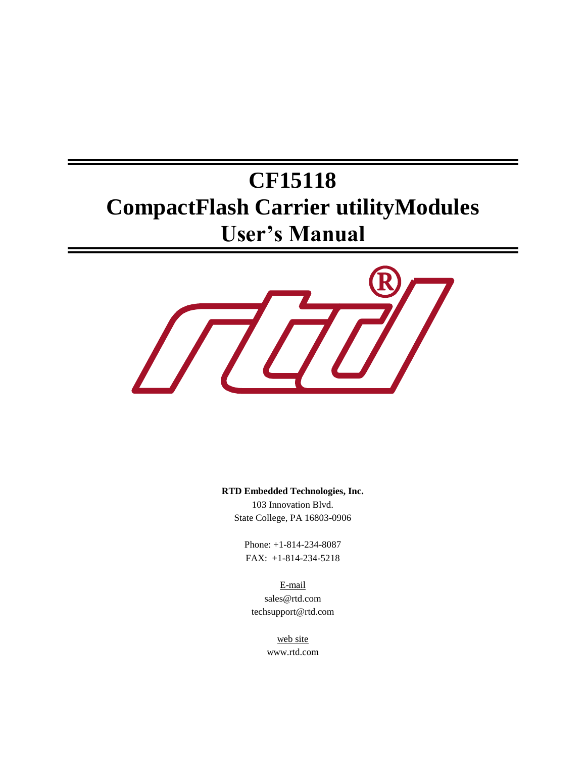# CF15118
# CompactFlash Carrier utilityModules
# User's Manual

**RTD Embedded Technologies, Inc.**

103 Innovation Blvd.
State College, PA 16803-0906

Phone: +1-814-234-8087
FAX: +1-814-234-5218

E-mail
sales@rtd.com
techsupport@rtd.com

web site
www.rtd.com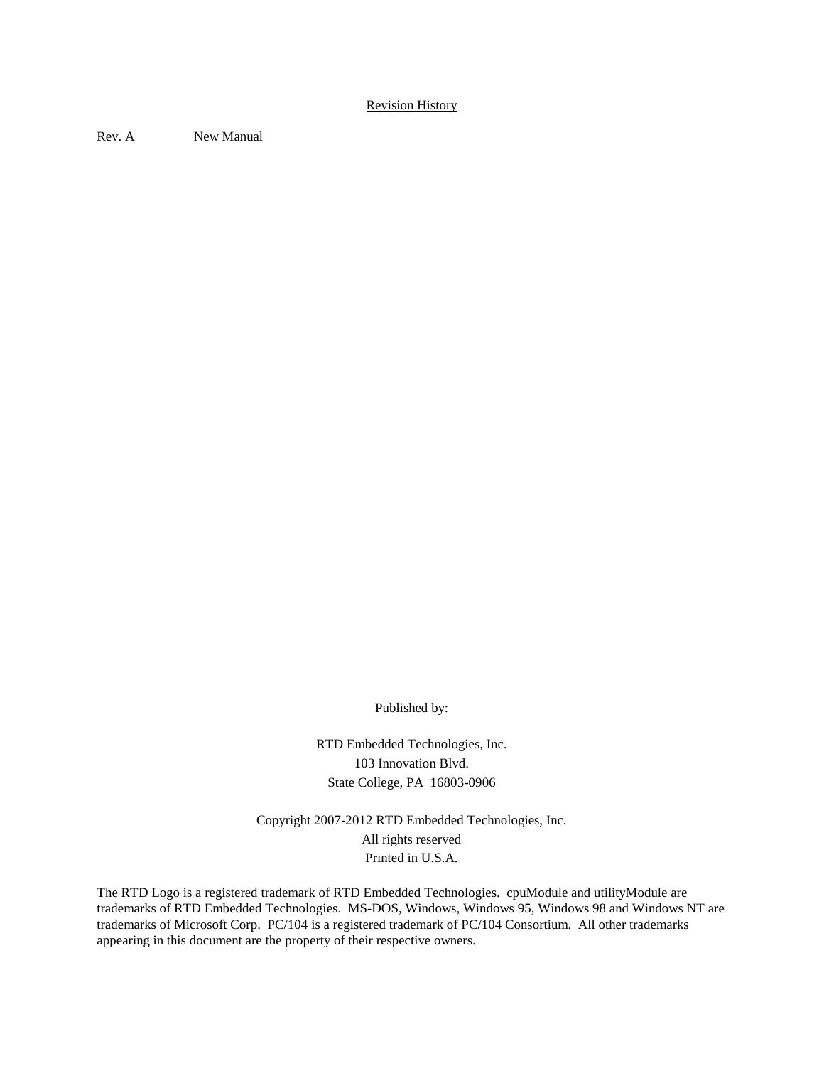Revision History

Rev. A New Manual

Published by:

RTD Embedded Technologies, Inc.
103 Innovation Blvd.
State College, PA 16803-0906

Copyright 2007-2012 RTD Embedded Technologies, Inc.
All rights reserved
Printed in U.S.A.

The RTD Logo is a registered trademark of RTD Embedded Technologies. cpuModule and utilityModule are trademarks of RTD Embedded Technologies. MS-DOS, Windows, Windows 95, Windows 98 and Windows NT are trademarks of Microsoft Corp. PC/104 is a registered trademark of PC/104 Consortium. All other trademarks appearing in this document are the property of their respective owners.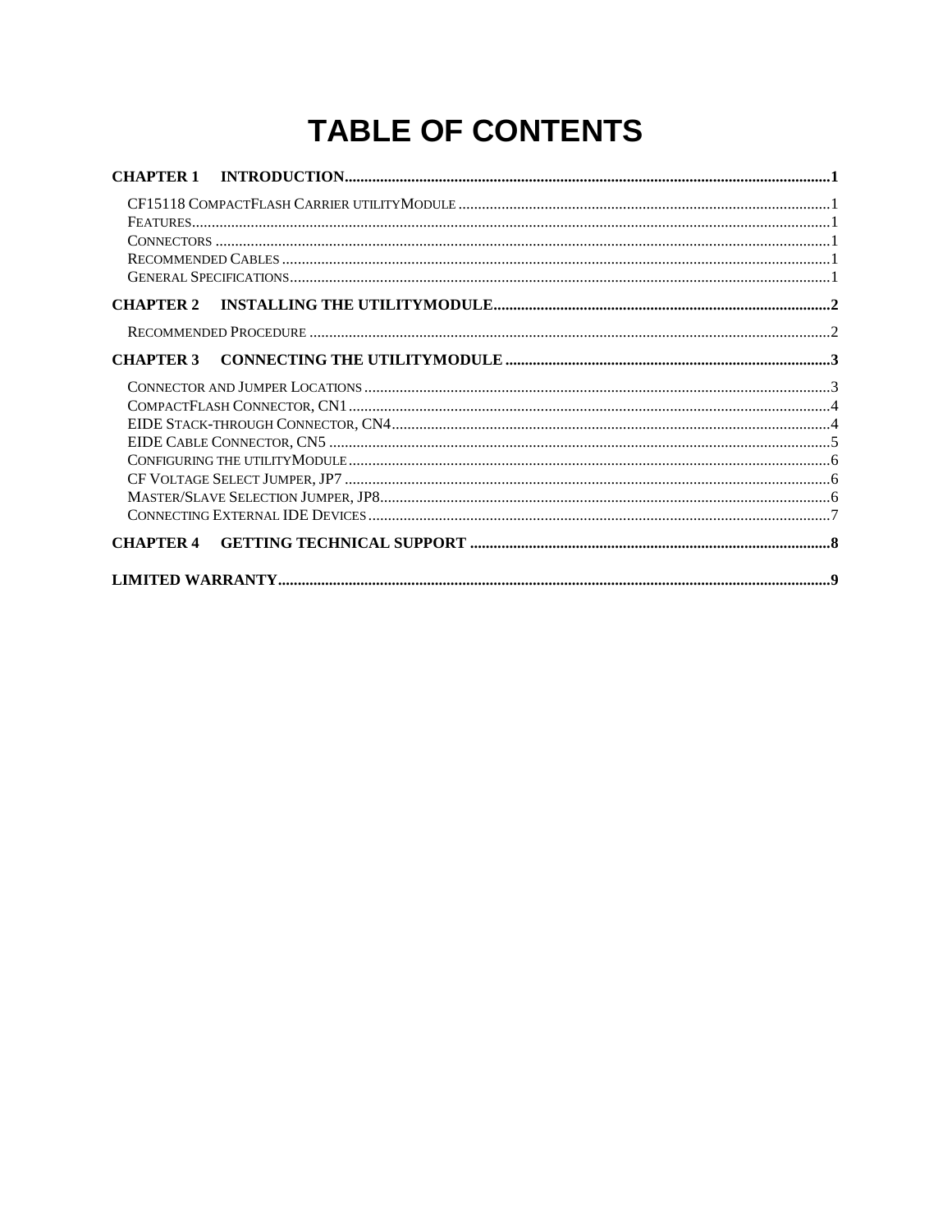# TABLE OF CONTENTS

**CHAPTER 1 INTRODUCTION** .......... **1**

- CF15118 CompactFlash Carrier utilityModule .......... 1
- Features .......... 1
- Connectors .......... 1
- Recommended Cables .......... 1
- General Specifications .......... 1

**CHAPTER 2 INSTALLING THE UTILITYMODULE** .......... **2**

- Recommended Procedure .......... 2

**CHAPTER 3 CONNECTING THE UTILITYMODULE** .......... **3**

- Connector and Jumper Locations .......... 3
- CompactFlash Connector, CN1 .......... 4
- EIDE Stack-through Connector, CN4 .......... 4
- EIDE Cable Connector, CN5 .......... 5
- Configuring the utilityModule .......... 6
- CF Voltage Select Jumper, JP7 .......... 6
- Master/Slave Selection Jumper, JP8 .......... 6
- Connecting External IDE Devices .......... 7

**CHAPTER 4 GETTING TECHNICAL SUPPORT** .......... **8**

**LIMITED WARRANTY** .......... **9**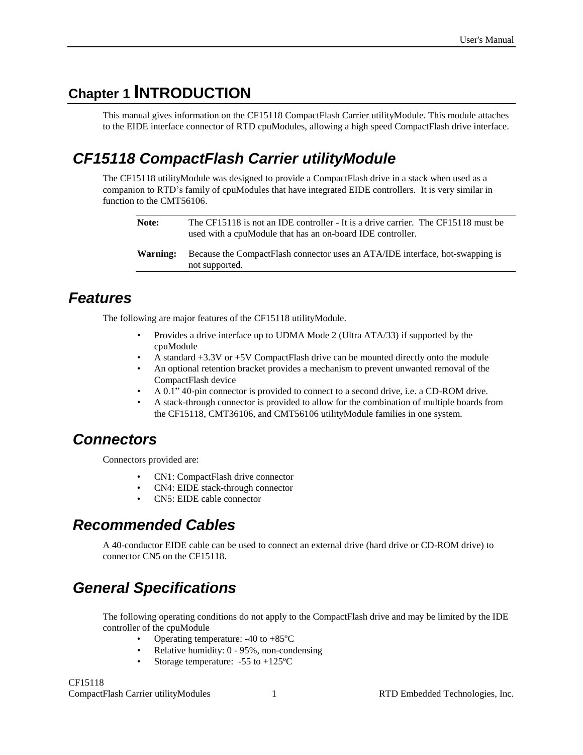# Chapter 1 INTRODUCTION

This manual gives information on the CF15118 CompactFlash Carrier utilityModule. This module attaches to the EIDE interface connector of RTD cpuModules, allowing a high speed CompactFlash drive interface.

## *CF15118 CompactFlash Carrier utilityModule*

The CF15118 utilityModule was designed to provide a CompactFlash drive in a stack when used as a companion to RTD's family of cpuModules that have integrated EIDE controllers. It is very similar in function to the CMT56106.

| | |
|---|---|
| **Note:** | The CF15118 is not an IDE controller - It is a drive carrier. The CF15118 must be used with a cpuModule that has an on-board IDE controller. |
| **Warning:** | Because the CompactFlash connector uses an ATA/IDE interface, hot-swapping is not supported. |

## *Features*

The following are major features of the CF15118 utilityModule.

- Provides a drive interface up to UDMA Mode 2 (Ultra ATA/33) if supported by the cpuModule
- A standard +3.3V or +5V CompactFlash drive can be mounted directly onto the module
- An optional retention bracket provides a mechanism to prevent unwanted removal of the CompactFlash device
- A 0.1" 40-pin connector is provided to connect to a second drive, i.e. a CD-ROM drive.
- A stack-through connector is provided to allow for the combination of multiple boards from the CF15118, CMT36106, and CMT56106 utilityModule families in one system.

## *Connectors*

Connectors provided are:

- CN1: CompactFlash drive connector
- CN4: EIDE stack-through connector
- CN5: EIDE cable connector

## *Recommended Cables*

A 40-conductor EIDE cable can be used to connect an external drive (hard drive or CD-ROM drive) to connector CN5 on the CF15118.

## *General Specifications*

The following operating conditions do not apply to the CompactFlash drive and may be limited by the IDE controller of the cpuModule

- Operating temperature: -40 to +85ºC
- Relative humidity: 0 - 95%, non-condensing
- Storage temperature: -55 to +125ºC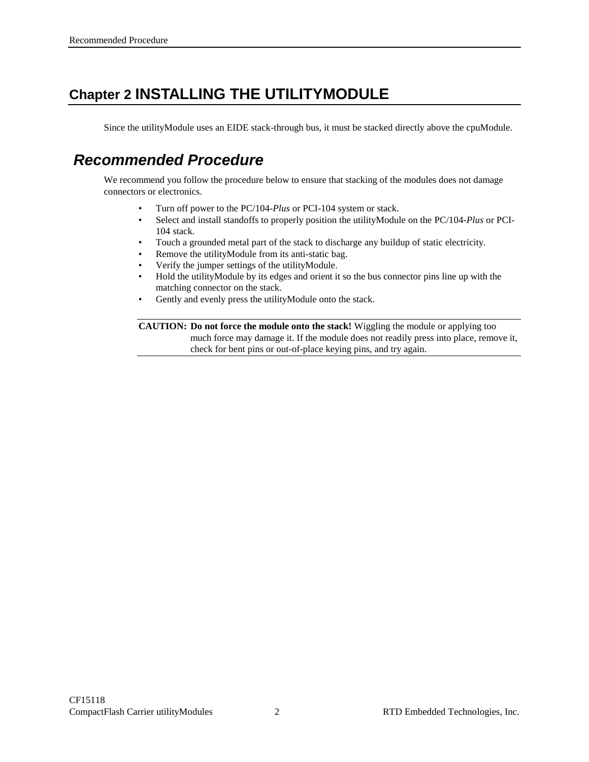# Chapter 2 INSTALLING THE UTILITYMODULE

Since the utilityModule uses an EIDE stack-through bus, it must be stacked directly above the cpuModule.

## Recommended Procedure

We recommend you follow the procedure below to ensure that stacking of the modules does not damage connectors or electronics.

- Turn off power to the PC/104-*Plus* or PCI-104 system or stack.
- Select and install standoffs to properly position the utilityModule on the PC/104-*Plus* or PCI-104 stack.
- Touch a grounded metal part of the stack to discharge any buildup of static electricity.
- Remove the utilityModule from its anti-static bag.
- Verify the jumper settings of the utilityModule.
- Hold the utilityModule by its edges and orient it so the bus connector pins line up with the matching connector on the stack.
- Gently and evenly press the utilityModule onto the stack.

---

**CAUTION:** **Do not force the module onto the stack!** Wiggling the module or applying too much force may damage it. If the module does not readily press into place, remove it, check for bent pins or out-of-place keying pins, and try again.

---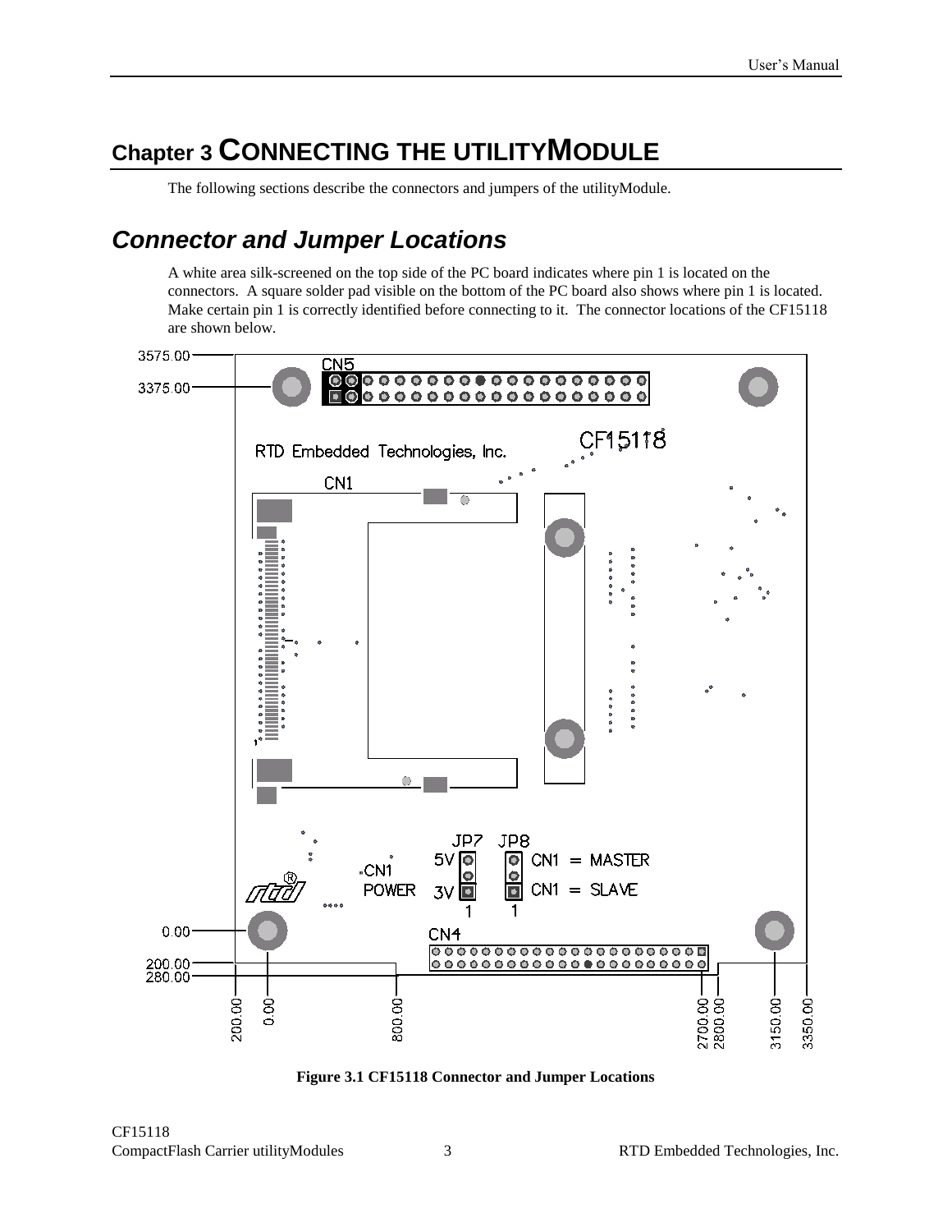# Chapter 3 CONNECTING THE UTILITYMODULE

The following sections describe the connectors and jumpers of the utilityModule.

## *Connector and Jumper Locations*

A white area silk-screened on the top side of the PC board indicates where pin 1 is located on the connectors. A square solder pad visible on the bottom of the PC board also shows where pin 1 is located. Make certain pin 1 is correctly identified before connecting to it. The connector locations of the CF15118 are shown below.

**Figure 3.1 CF15118 Connector and Jumper Locations**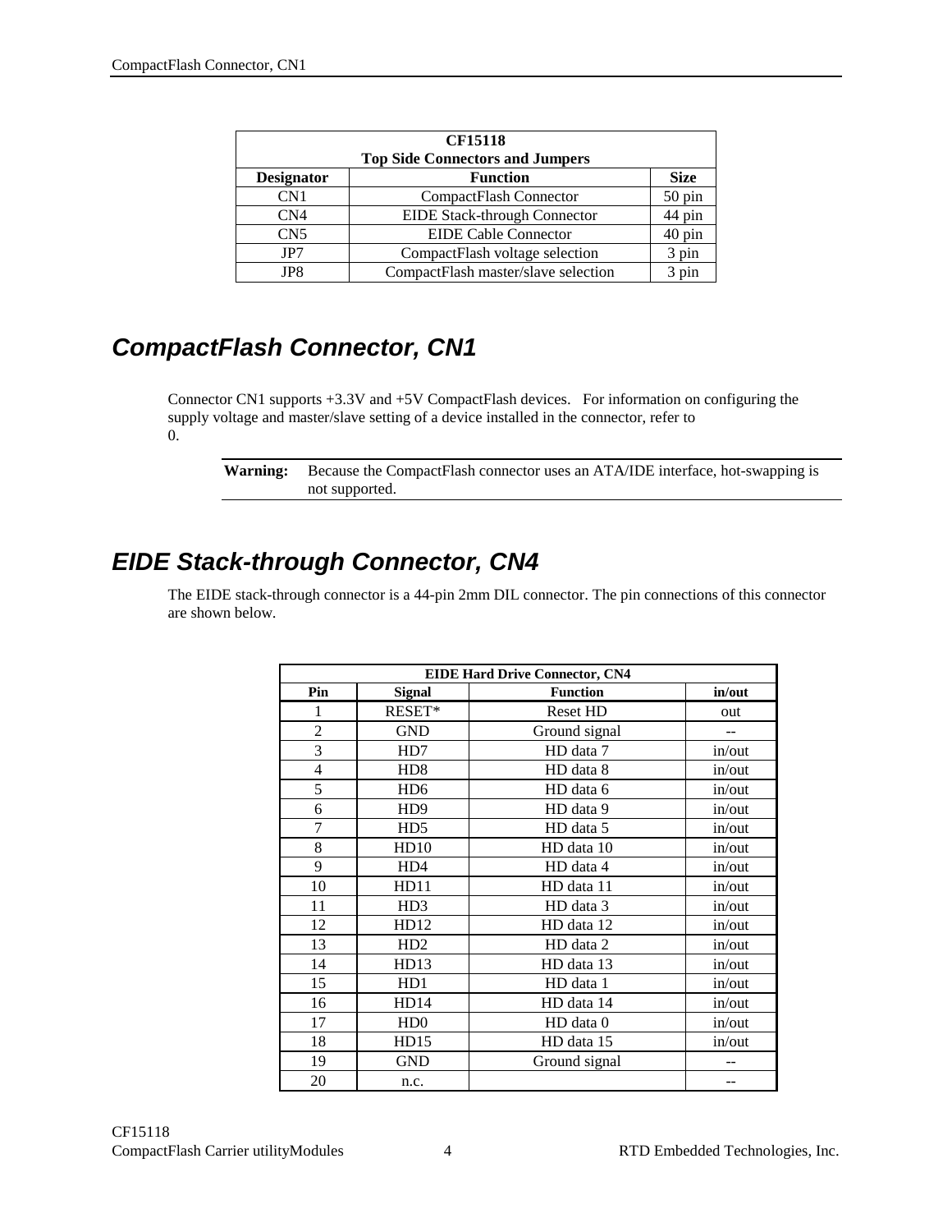| CF15118<br>Top Side Connectors and Jumpers | | |
|---|---|---|
| **Designator** | **Function** | **Size** |
| CN1 | CompactFlash Connector | 50 pin |
| CN4 | EIDE Stack-through Connector | 44 pin |
| CN5 | EIDE Cable Connector | 40 pin |
| JP7 | CompactFlash voltage selection | 3 pin |
| JP8 | CompactFlash master/slave selection | 3 pin |

## *CompactFlash Connector, CN1*

Connector CN1 supports +3.3V and +5V CompactFlash devices.   For information on configuring the supply voltage and master/slave setting of a device installed in the connector, refer to 0.

**Warning:** Because the CompactFlash connector uses an ATA/IDE interface, hot-swapping is not supported.

## *EIDE Stack-through Connector, CN4*

The EIDE stack-through connector is a 44-pin 2mm DIL connector. The pin connections of this connector are shown below.

| EIDE Hard Drive Connector, CN4 | | | |
|---|---|---|---|
| **Pin** | **Signal** | **Function** | **in/out** |
| 1 | RESET* | Reset HD | out |
| 2 | GND | Ground signal | -- |
| 3 | HD7 | HD data 7 | in/out |
| 4 | HD8 | HD data 8 | in/out |
| 5 | HD6 | HD data 6 | in/out |
| 6 | HD9 | HD data 9 | in/out |
| 7 | HD5 | HD data 5 | in/out |
| 8 | HD10 | HD data 10 | in/out |
| 9 | HD4 | HD data 4 | in/out |
| 10 | HD11 | HD data 11 | in/out |
| 11 | HD3 | HD data 3 | in/out |
| 12 | HD12 | HD data 12 | in/out |
| 13 | HD2 | HD data 2 | in/out |
| 14 | HD13 | HD data 13 | in/out |
| 15 | HD1 | HD data 1 | in/out |
| 16 | HD14 | HD data 14 | in/out |
| 17 | HD0 | HD data 0 | in/out |
| 18 | HD15 | HD data 15 | in/out |
| 19 | GND | Ground signal | -- |
| 20 | n.c. | | -- |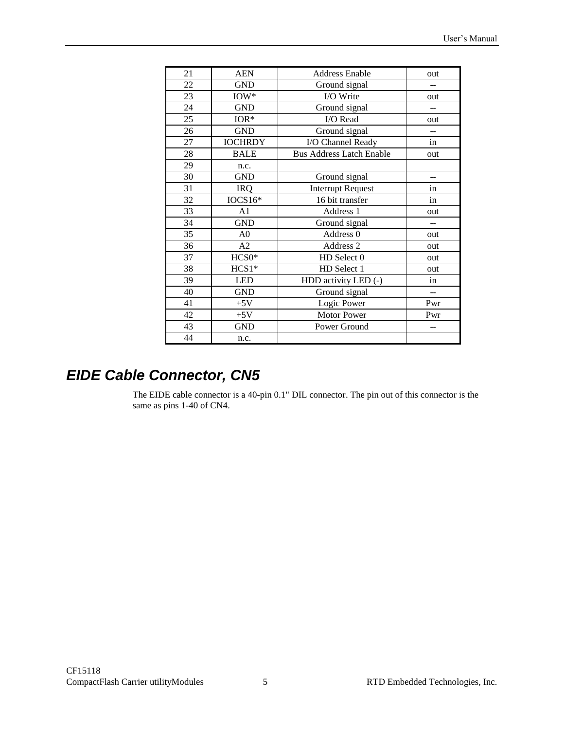| 21 | AEN | Address Enable | out |
|---|---|---|---|
| 22 | GND | Ground signal | -- |
| 23 | IOW* | I/O Write | out |
| 24 | GND | Ground signal | -- |
| 25 | IOR* | I/O Read | out |
| 26 | GND | Ground signal | -- |
| 27 | IOCHRDY | I/O Channel Ready | in |
| 28 | BALE | Bus Address Latch Enable | out |
| 29 | n.c. | | |
| 30 | GND | Ground signal | -- |
| 31 | IRQ | Interrupt Request | in |
| 32 | IOCS16* | 16 bit transfer | in |
| 33 | A1 | Address 1 | out |
| 34 | GND | Ground signal | -- |
| 35 | A0 | Address 0 | out |
| 36 | A2 | Address 2 | out |
| 37 | HCS0* | HD Select 0 | out |
| 38 | HCS1* | HD Select 1 | out |
| 39 | LED | HDD activity LED (-) | in |
| 40 | GND | Ground signal | -- |
| 41 | +5V | Logic Power | Pwr |
| 42 | +5V | Motor Power | Pwr |
| 43 | GND | Power Ground | -- |
| 44 | n.c. | | |

## EIDE Cable Connector, CN5

The EIDE cable connector is a 40-pin 0.1" DIL connector. The pin out of this connector is the same as pins 1-40 of CN4.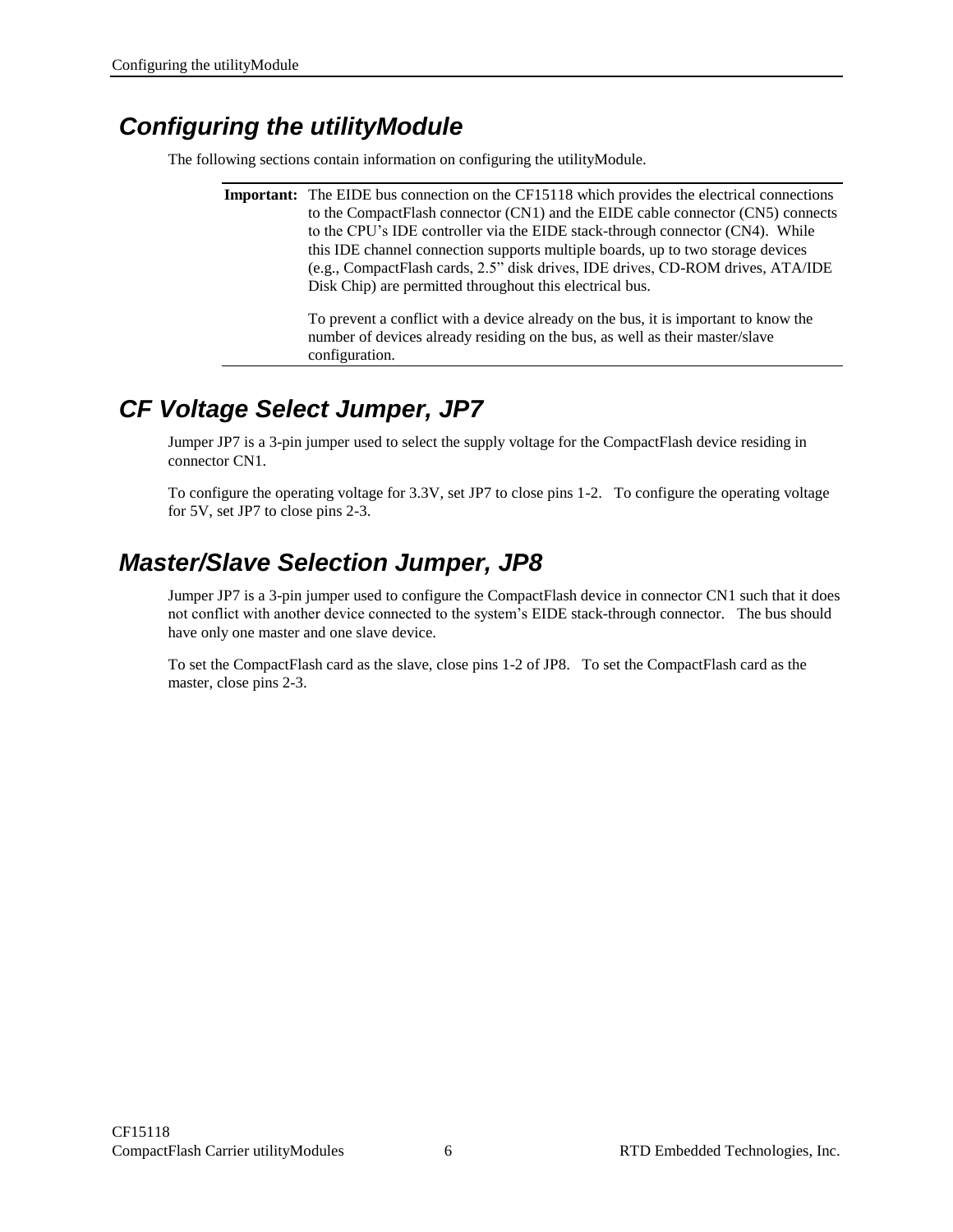## Configuring the utilityModule

The following sections contain information on configuring the utilityModule.

**Important:** The EIDE bus connection on the CF15118 which provides the electrical connections to the CompactFlash connector (CN1) and the EIDE cable connector (CN5) connects to the CPU's IDE controller via the EIDE stack-through connector (CN4). While this IDE channel connection supports multiple boards, up to two storage devices (e.g., CompactFlash cards, 2.5" disk drives, IDE drives, CD-ROM drives, ATA/IDE Disk Chip) are permitted throughout this electrical bus.

To prevent a conflict with a device already on the bus, it is important to know the number of devices already residing on the bus, as well as their master/slave configuration.

## CF Voltage Select Jumper, JP7

Jumper JP7 is a 3-pin jumper used to select the supply voltage for the CompactFlash device residing in connector CN1.

To configure the operating voltage for 3.3V, set JP7 to close pins 1-2. To configure the operating voltage for 5V, set JP7 to close pins 2-3.

## Master/Slave Selection Jumper, JP8

Jumper JP7 is a 3-pin jumper used to configure the CompactFlash device in connector CN1 such that it does not conflict with another device connected to the system's EIDE stack-through connector. The bus should have only one master and one slave device.

To set the CompactFlash card as the slave, close pins 1-2 of JP8. To set the CompactFlash card as the master, close pins 2-3.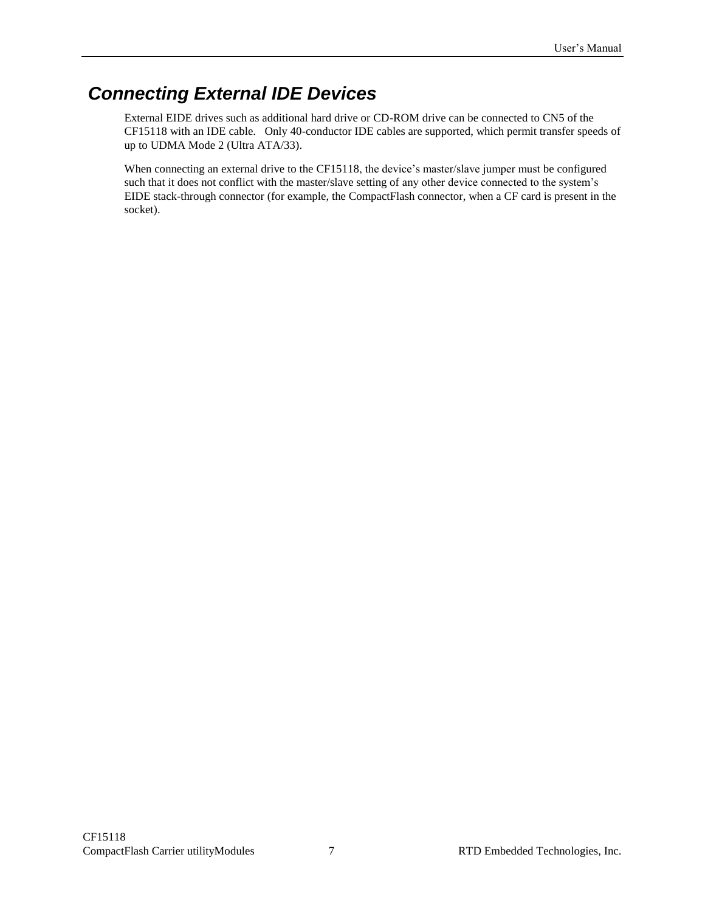## Connecting External IDE Devices

External EIDE drives such as additional hard drive or CD-ROM drive can be connected to CN5 of the CF15118 with an IDE cable. Only 40-conductor IDE cables are supported, which permit transfer speeds of up to UDMA Mode 2 (Ultra ATA/33).

When connecting an external drive to the CF15118, the device's master/slave jumper must be configured such that it does not conflict with the master/slave setting of any other device connected to the system's EIDE stack-through connector (for example, the CompactFlash connector, when a CF card is present in the socket).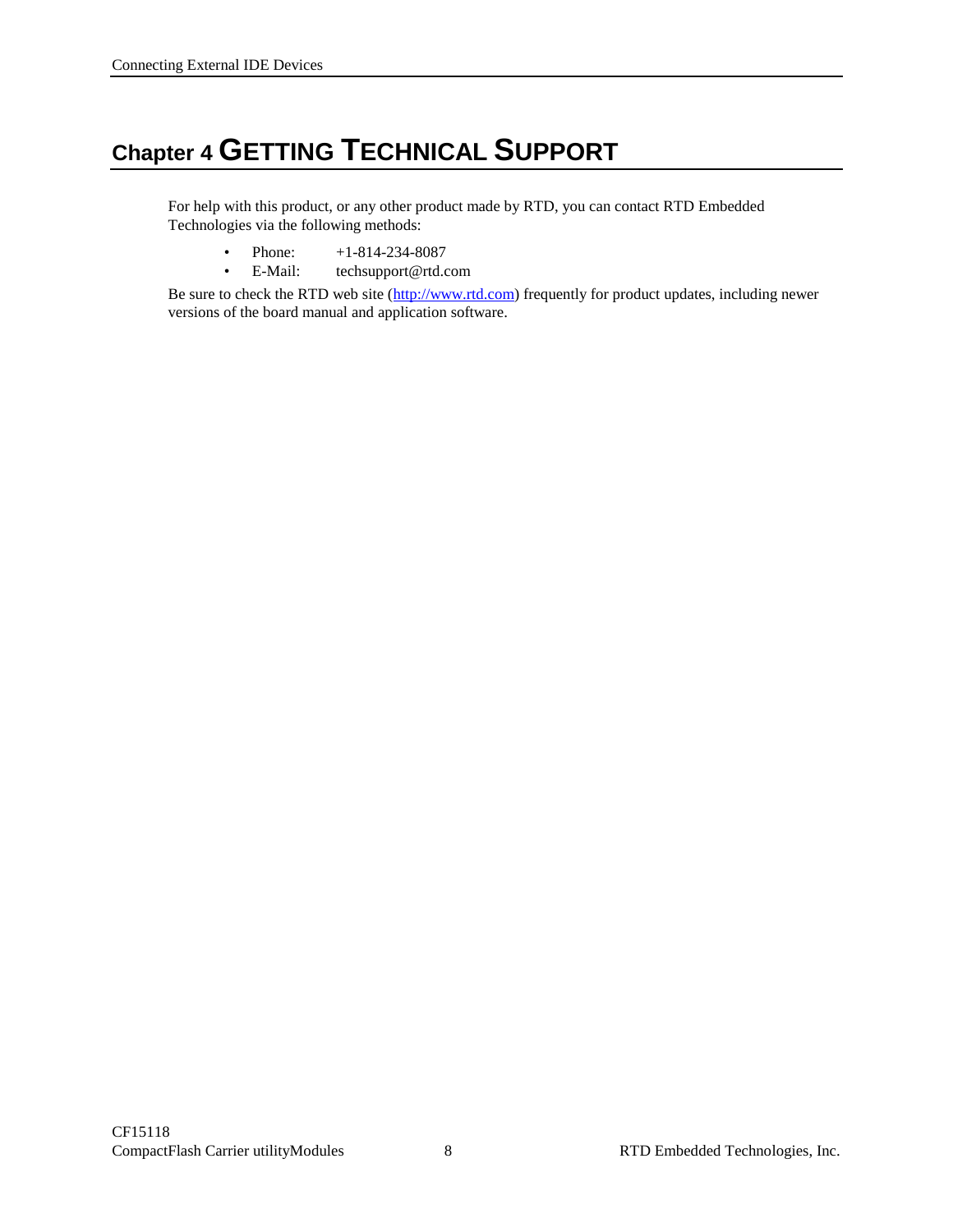# Chapter 4 GETTING TECHNICAL SUPPORT

For help with this product, or any other product made by RTD, you can contact RTD Embedded Technologies via the following methods:

- Phone: +1-814-234-8087
- E-Mail: techsupport@rtd.com

Be sure to check the RTD web site (http://www.rtd.com) frequently for product updates, including newer versions of the board manual and application software.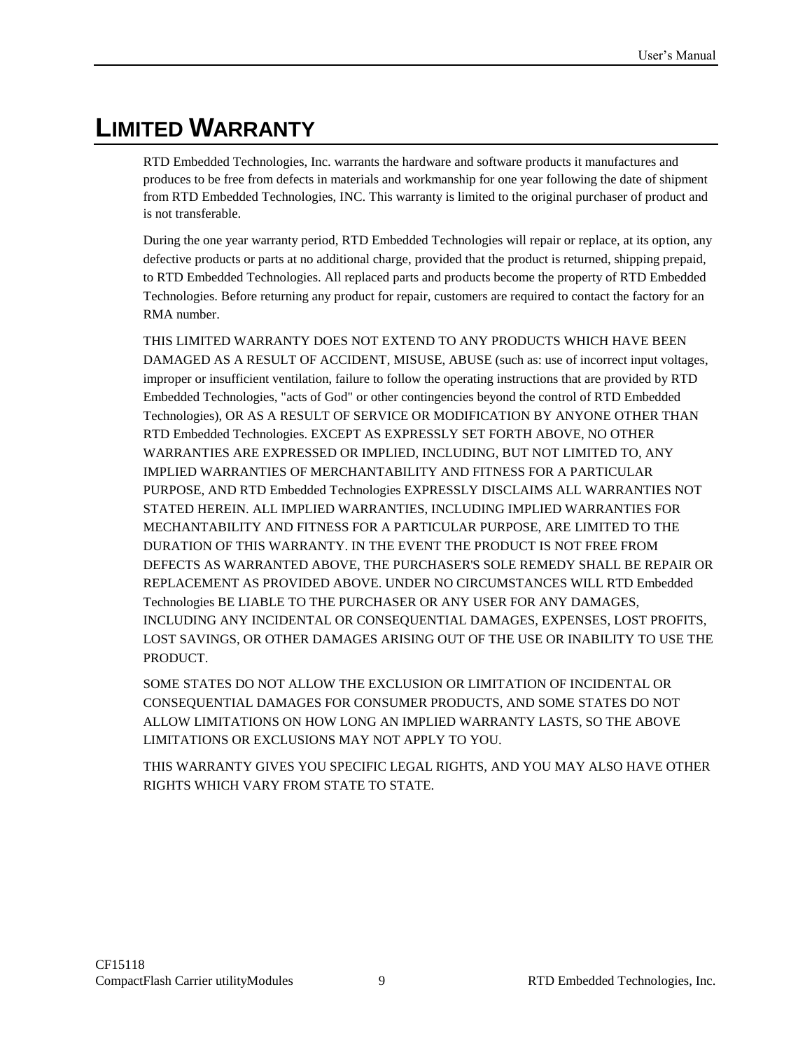# LIMITED WARRANTY

RTD Embedded Technologies, Inc. warrants the hardware and software products it manufactures and produces to be free from defects in materials and workmanship for one year following the date of shipment from RTD Embedded Technologies, INC. This warranty is limited to the original purchaser of product and is not transferable.

During the one year warranty period, RTD Embedded Technologies will repair or replace, at its option, any defective products or parts at no additional charge, provided that the product is returned, shipping prepaid, to RTD Embedded Technologies. All replaced parts and products become the property of RTD Embedded Technologies. Before returning any product for repair, customers are required to contact the factory for an RMA number.

THIS LIMITED WARRANTY DOES NOT EXTEND TO ANY PRODUCTS WHICH HAVE BEEN DAMAGED AS A RESULT OF ACCIDENT, MISUSE, ABUSE (such as: use of incorrect input voltages, improper or insufficient ventilation, failure to follow the operating instructions that are provided by RTD Embedded Technologies, "acts of God" or other contingencies beyond the control of RTD Embedded Technologies), OR AS A RESULT OF SERVICE OR MODIFICATION BY ANYONE OTHER THAN RTD Embedded Technologies. EXCEPT AS EXPRESSLY SET FORTH ABOVE, NO OTHER WARRANTIES ARE EXPRESSED OR IMPLIED, INCLUDING, BUT NOT LIMITED TO, ANY IMPLIED WARRANTIES OF MERCHANTABILITY AND FITNESS FOR A PARTICULAR PURPOSE, AND RTD Embedded Technologies EXPRESSLY DISCLAIMS ALL WARRANTIES NOT STATED HEREIN. ALL IMPLIED WARRANTIES, INCLUDING IMPLIED WARRANTIES FOR MECHANTABILITY AND FITNESS FOR A PARTICULAR PURPOSE, ARE LIMITED TO THE DURATION OF THIS WARRANTY. IN THE EVENT THE PRODUCT IS NOT FREE FROM DEFECTS AS WARRANTED ABOVE, THE PURCHASER'S SOLE REMEDY SHALL BE REPAIR OR REPLACEMENT AS PROVIDED ABOVE. UNDER NO CIRCUMSTANCES WILL RTD Embedded Technologies BE LIABLE TO THE PURCHASER OR ANY USER FOR ANY DAMAGES, INCLUDING ANY INCIDENTAL OR CONSEQUENTIAL DAMAGES, EXPENSES, LOST PROFITS, LOST SAVINGS, OR OTHER DAMAGES ARISING OUT OF THE USE OR INABILITY TO USE THE PRODUCT.

SOME STATES DO NOT ALLOW THE EXCLUSION OR LIMITATION OF INCIDENTAL OR CONSEQUENTIAL DAMAGES FOR CONSUMER PRODUCTS, AND SOME STATES DO NOT ALLOW LIMITATIONS ON HOW LONG AN IMPLIED WARRANTY LASTS, SO THE ABOVE LIMITATIONS OR EXCLUSIONS MAY NOT APPLY TO YOU.

THIS WARRANTY GIVES YOU SPECIFIC LEGAL RIGHTS, AND YOU MAY ALSO HAVE OTHER RIGHTS WHICH VARY FROM STATE TO STATE.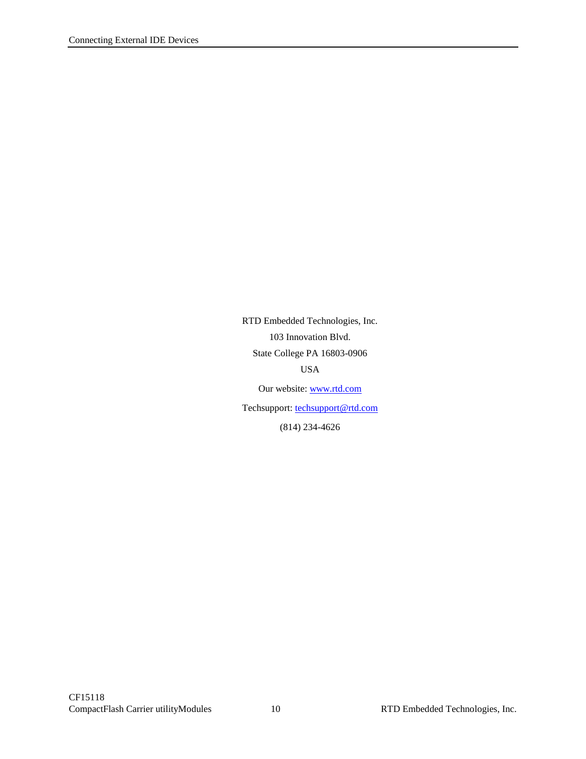RTD Embedded Technologies, Inc.

103 Innovation Blvd.

State College PA 16803-0906

USA

Our website: www.rtd.com

Techsupport: techsupport@rtd.com

(814) 234-4626